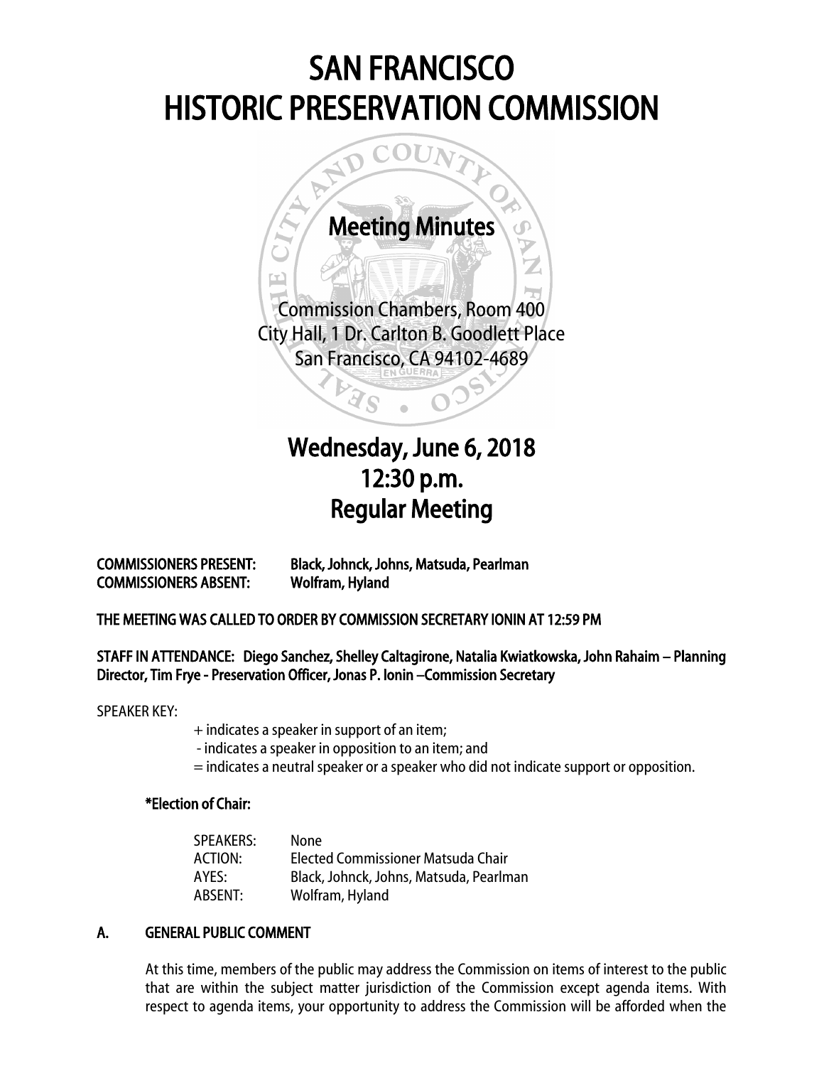# SAN FRANCISCO HISTORIC PRESERVATION COMMISSION

## Meeting Minutes

Commission Chambers, Room 400
City Hall, 1 Dr. Carlton B. Goodlett Place
San Francisco, CA 94102-4689

## Wednesday, June 6, 2018
## 12:30 p.m.
## Regular Meeting

**COMMISSIONERS PRESENT:** Black, Johnck, Johns, Matsuda, Pearlman
**COMMISSIONERS ABSENT:** Wolfram, Hyland

**THE MEETING WAS CALLED TO ORDER BY COMMISSION SECRETARY IONIN AT 12:59 PM**

**STAFF IN ATTENDANCE:** Diego Sanchez, Shelley Caltagirone, Natalia Kwiatkowska, John Rahaim – Planning Director, Tim Frye - Preservation Officer, Jonas P. Ionin –Commission Secretary

SPEAKER KEY:

+ indicates a speaker in support of an item;
- indicates a speaker in opposition to an item; and
= indicates a neutral speaker or a speaker who did not indicate support or opposition.

**\*Election of Chair:**

SPEAKERS: None
ACTION: Elected Commissioner Matsuda Chair
AYES: Black, Johnck, Johns, Matsuda, Pearlman
ABSENT: Wolfram, Hyland

## A. GENERAL PUBLIC COMMENT

At this time, members of the public may address the Commission on items of interest to the public that are within the subject matter jurisdiction of the Commission except agenda items. With respect to agenda items, your opportunity to address the Commission will be afforded when the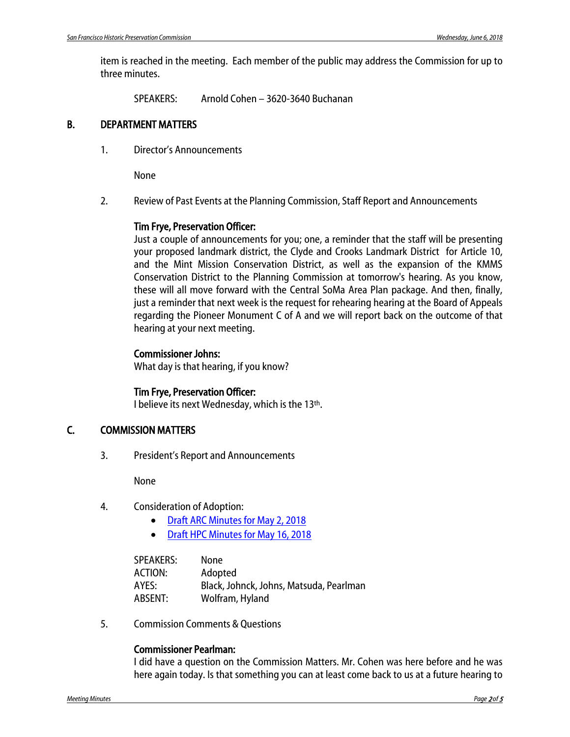item is reached in the meeting. Each member of the public may address the Commission for up to three minutes.

SPEAKERS: Arnold Cohen – 3620-3640 Buchanan

## B. DEPARTMENT MATTERS

1. Director's Announcements

   None

2. Review of Past Events at the Planning Commission, Staff Report and Announcements

   **Tim Frye, Preservation Officer:**
   Just a couple of announcements for you; one, a reminder that the staff will be presenting your proposed landmark district, the Clyde and Crooks Landmark District for Article 10, and the Mint Mission Conservation District, as well as the expansion of the KMMS Conservation District to the Planning Commission at tomorrow's hearing. As you know, these will all move forward with the Central SoMa Area Plan package. And then, finally, just a reminder that next week is the request for rehearing hearing at the Board of Appeals regarding the Pioneer Monument C of A and we will report back on the outcome of that hearing at your next meeting.

   **Commissioner Johns:**
   What day is that hearing, if you know?

   **Tim Frye, Preservation Officer:**
   I believe its next Wednesday, which is the 13th.

## C. COMMISSION MATTERS

3. President's Report and Announcements

   None

4. Consideration of Adoption:
   - Draft ARC Minutes for May 2, 2018
   - Draft HPC Minutes for May 16, 2018

   SPEAKERS: None
   ACTION: Adopted
   AYES: Black, Johnck, Johns, Matsuda, Pearlman
   ABSENT: Wolfram, Hyland

5. Commission Comments & Questions

   **Commissioner Pearlman:**
   I did have a question on the Commission Matters. Mr. Cohen was here before and he was here again today. Is that something you can at least come back to us at a future hearing to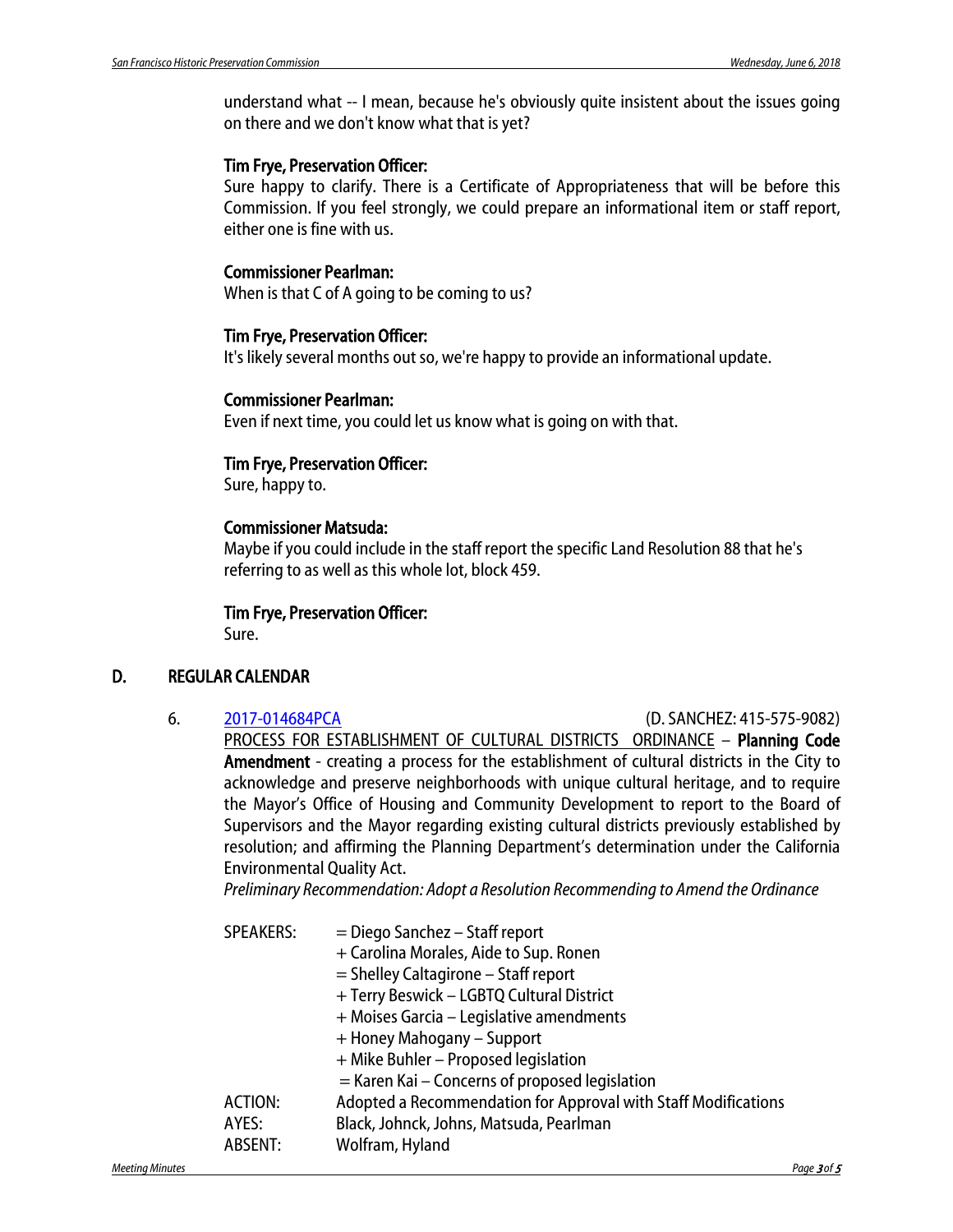understand what -- I mean, because he's obviously quite insistent about the issues going on there and we don't know what that is yet?

**Tim Frye, Preservation Officer:**
Sure happy to clarify. There is a Certificate of Appropriateness that will be before this Commission. If you feel strongly, we could prepare an informational item or staff report, either one is fine with us.

**Commissioner Pearlman:**
When is that C of A going to be coming to us?

**Tim Frye, Preservation Officer:**
It's likely several months out so, we're happy to provide an informational update.

**Commissioner Pearlman:**
Even if next time, you could let us know what is going on with that.

**Tim Frye, Preservation Officer:**
Sure, happy to.

**Commissioner Matsuda:**
Maybe if you could include in the staff report the specific Land Resolution 88 that he's referring to as well as this whole lot, block 459.

**Tim Frye, Preservation Officer:**
Sure.

## D. REGULAR CALENDAR

6. 2017-014684PCA (D. SANCHEZ: 415-575-9082)
PROCESS FOR ESTABLISHMENT OF CULTURAL DISTRICTS ORDINANCE – **Planning Code Amendment** - creating a process for the establishment of cultural districts in the City to acknowledge and preserve neighborhoods with unique cultural heritage, and to require the Mayor's Office of Housing and Community Development to report to the Board of Supervisors and the Mayor regarding existing cultural districts previously established by resolution; and affirming the Planning Department's determination under the California Environmental Quality Act.
*Preliminary Recommendation: Adopt a Resolution Recommending to Amend the Ordinance*

SPEAKERS:
= Diego Sanchez – Staff report
+ Carolina Morales, Aide to Sup. Ronen
= Shelley Caltagirone – Staff report
+ Terry Beswick – LGBTQ Cultural District
+ Moises Garcia – Legislative amendments
+ Honey Mahogany – Support
+ Mike Buhler – Proposed legislation
= Karen Kai – Concerns of proposed legislation

ACTION: Adopted a Recommendation for Approval with Staff Modifications
AYES: Black, Johnck, Johns, Matsuda, Pearlman
ABSENT: Wolfram, Hyland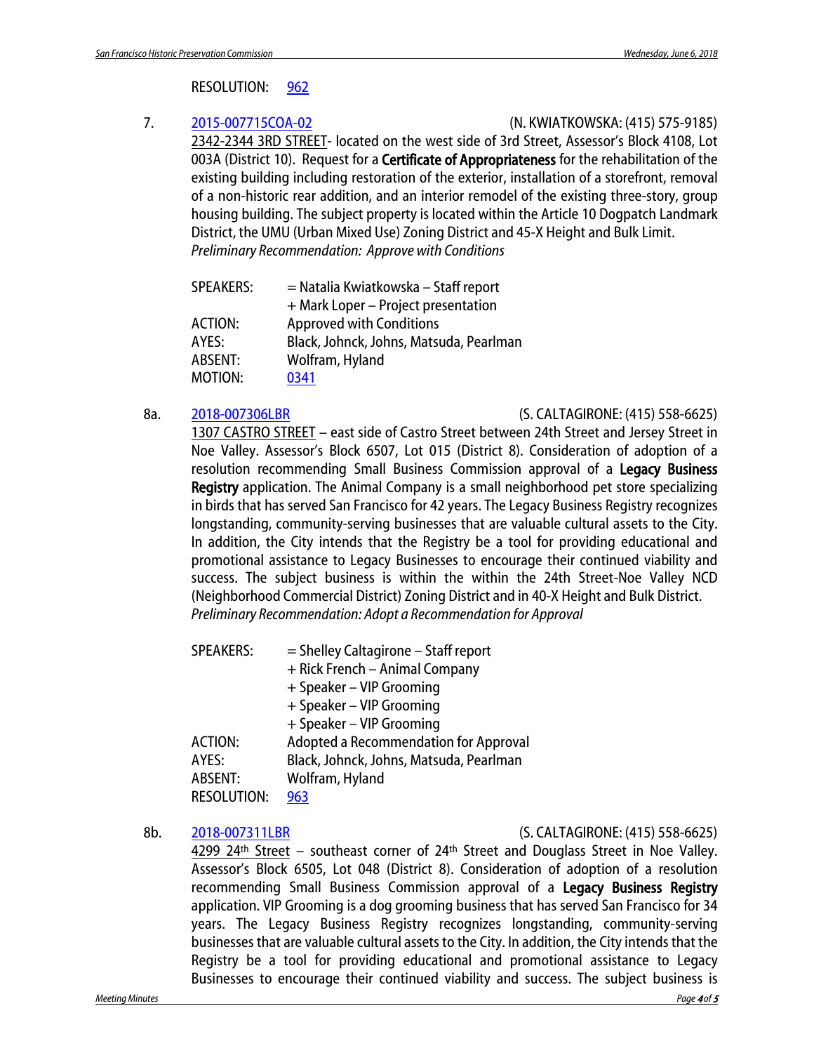RESOLUTION: 962

7. 2015-007715COA-02 (N. KWIATKOWSKA: (415) 575-9185)
2342-2344 3RD STREET- located on the west side of 3rd Street, Assessor's Block 4108, Lot 003A (District 10). Request for a **Certificate of Appropriateness** for the rehabilitation of the existing building including restoration of the exterior, installation of a storefront, removal of a non-historic rear addition, and an interior remodel of the existing three-story, group housing building. The subject property is located within the Article 10 Dogpatch Landmark District, the UMU (Urban Mixed Use) Zoning District and 45-X Height and Bulk Limit.
*Preliminary Recommendation: Approve with Conditions*

SPEAKERS: = Natalia Kwiatkowska – Staff report
+ Mark Loper – Project presentation
ACTION: Approved with Conditions
AYES: Black, Johnck, Johns, Matsuda, Pearlman
ABSENT: Wolfram, Hyland
MOTION: 0341

8a. 2018-007306LBR (S. CALTAGIRONE: (415) 558-6625)
1307 CASTRO STREET – east side of Castro Street between 24th Street and Jersey Street in Noe Valley. Assessor's Block 6507, Lot 015 (District 8). Consideration of adoption of a resolution recommending Small Business Commission approval of a **Legacy Business Registry** application. The Animal Company is a small neighborhood pet store specializing in birds that has served San Francisco for 42 years. The Legacy Business Registry recognizes longstanding, community-serving businesses that are valuable cultural assets to the City. In addition, the City intends that the Registry be a tool for providing educational and promotional assistance to Legacy Businesses to encourage their continued viability and success. The subject business is within the within the 24th Street-Noe Valley NCD (Neighborhood Commercial District) Zoning District and in 40-X Height and Bulk District.
*Preliminary Recommendation: Adopt a Recommendation for Approval*

SPEAKERS: = Shelley Caltagirone – Staff report
+ Rick French – Animal Company
+ Speaker – VIP Grooming
+ Speaker – VIP Grooming
+ Speaker – VIP Grooming
ACTION: Adopted a Recommendation for Approval
AYES: Black, Johnck, Johns, Matsuda, Pearlman
ABSENT: Wolfram, Hyland
RESOLUTION: 963

8b. 2018-007311LBR (S. CALTAGIRONE: (415) 558-6625)
4299 24th Street – southeast corner of 24th Street and Douglass Street in Noe Valley. Assessor's Block 6505, Lot 048 (District 8). Consideration of adoption of a resolution recommending Small Business Commission approval of a **Legacy Business Registry** application. VIP Grooming is a dog grooming business that has served San Francisco for 34 years. The Legacy Business Registry recognizes longstanding, community-serving businesses that are valuable cultural assets to the City. In addition, the City intends that the Registry be a tool for providing educational and promotional assistance to Legacy Businesses to encourage their continued viability and success. The subject business is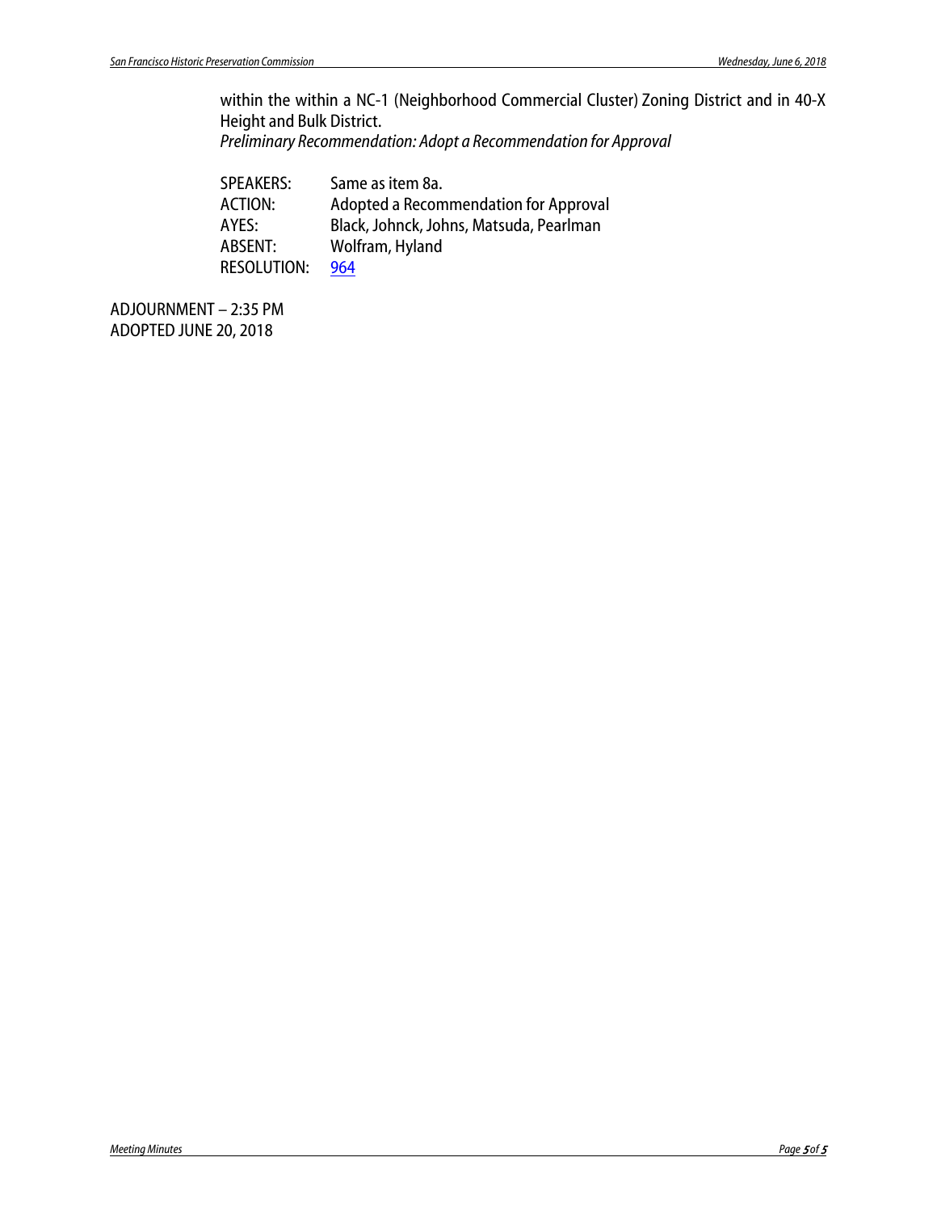within the within a NC-1 (Neighborhood Commercial Cluster) Zoning District and in 40-X Height and Bulk District.
*Preliminary Recommendation: Adopt a Recommendation for Approval*

SPEAKERS: Same as item 8a.
ACTION: Adopted a Recommendation for Approval
AYES: Black, Johnck, Johns, Matsuda, Pearlman
ABSENT: Wolfram, Hyland
RESOLUTION: 964

ADJOURNMENT – 2:35 PM
ADOPTED JUNE 20, 2018